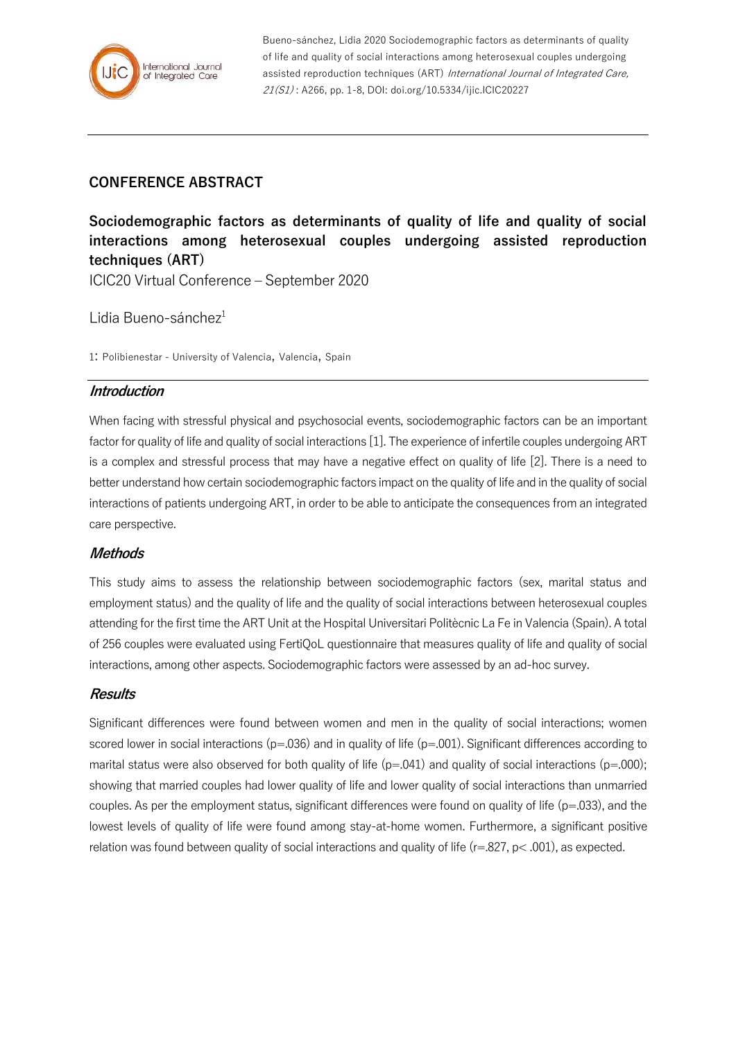## CONFERENCE ABSTRACT

# Sociodemographic factors as determinants of quality of life and quality of social interactions among heterosexual couples undergoing assisted reproduction techniques (ART)

ICIC20 Virtual Conference – September 2020

Lidia Bueno-sánchez[1]

1: Polibienestar - University of Valencia, Valencia, Spain

### *Introduction*

When facing with stressful physical and psychosocial events, sociodemographic factors can be an important factor for quality of life and quality of social interactions [1]. The experience of infertile couples undergoing ART is a complex and stressful process that may have a negative effect on quality of life [2]. There is a need to better understand how certain sociodemographic factors impact on the quality of life and in the quality of social interactions of patients undergoing ART, in order to be able to anticipate the consequences from an integrated care perspective.

### *Methods*

This study aims to assess the relationship between sociodemographic factors (sex, marital status and employment status) and the quality of life and the quality of social interactions between heterosexual couples attending for the first time the ART Unit at the Hospital Universitari Politècnic La Fe in Valencia (Spain). A total of 256 couples were evaluated using FertiQoL questionnaire that measures quality of life and quality of social interactions, among other aspects. Sociodemographic factors were assessed by an ad-hoc survey.

### *Results*

Significant differences were found between women and men in the quality of social interactions; women scored lower in social interactions ($p=.036$) and in quality of life ($p=.001$). Significant differences according to marital status were also observed for both quality of life ($p=.041$) and quality of social interactions ($p=.000$); showing that married couples had lower quality of life and lower quality of social interactions than unmarried couples. As per the employment status, significant differences were found on quality of life ($p=.033$), and the lowest levels of quality of life were found among stay-at-home women. Furthermore, a significant positive relation was found between quality of social interactions and quality of life ($r=.827$, $p< .001$), as expected.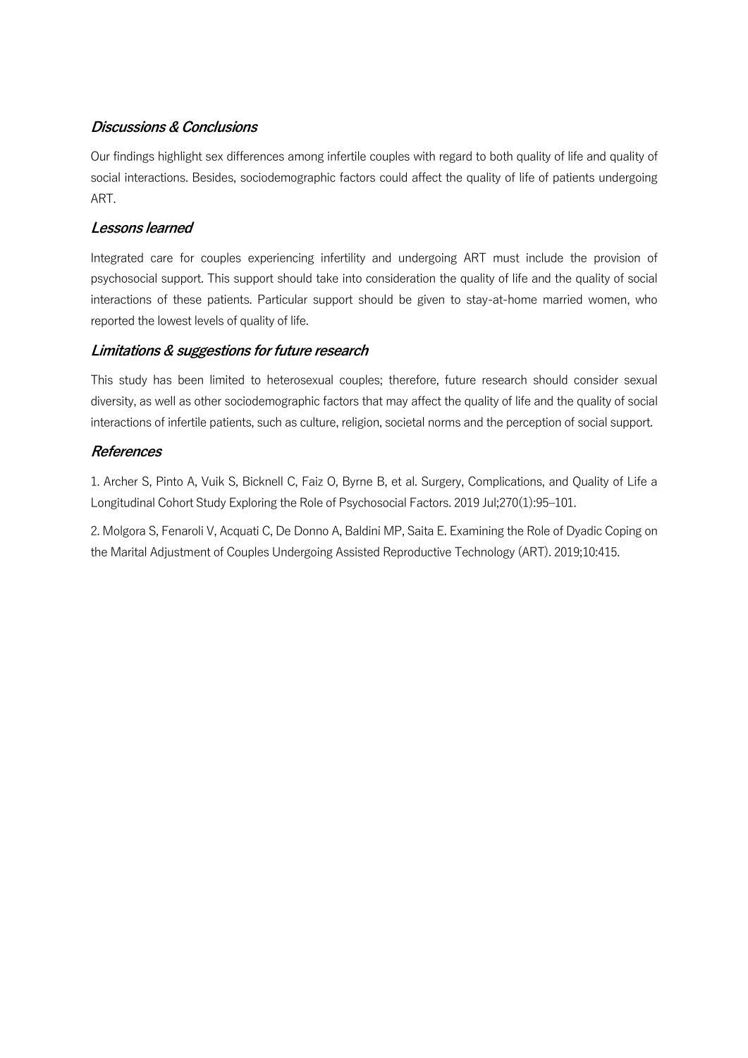### *Discussions & Conclusions*

Our findings highlight sex differences among infertile couples with regard to both quality of life and quality of social interactions. Besides, sociodemographic factors could affect the quality of life of patients undergoing ART.

### *Lessons learned*

Integrated care for couples experiencing infertility and undergoing ART must include the provision of psychosocial support. This support should take into consideration the quality of life and the quality of social interactions of these patients. Particular support should be given to stay-at-home married women, who reported the lowest levels of quality of life.

### *Limitations & suggestions for future research*

This study has been limited to heterosexual couples; therefore, future research should consider sexual diversity, as well as other sociodemographic factors that may affect the quality of life and the quality of social interactions of infertile patients, such as culture, religion, societal norms and the perception of social support.

### *References*

1. Archer S, Pinto A, Vuik S, Bicknell C, Faiz O, Byrne B, et al. Surgery, Complications, and Quality of Life a Longitudinal Cohort Study Exploring the Role of Psychosocial Factors. 2019 Jul;270(1):95–101.

2. Molgora S, Fenaroli V, Acquati C, De Donno A, Baldini MP, Saita E. Examining the Role of Dyadic Coping on the Marital Adjustment of Couples Undergoing Assisted Reproductive Technology (ART). 2019;10:415.